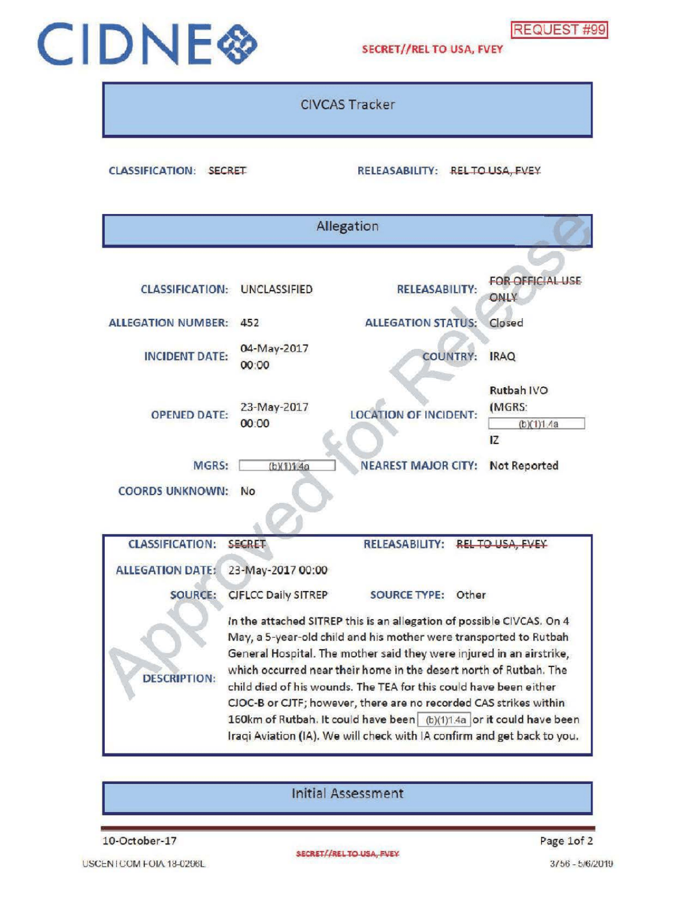CIDNE

REQUEST #99

SECRET//REL TO USA, FVEY

## CIVCAS Tracker

**CLASSIFICATION:** ~~SECRET~~ **RELEASABILITY:** ~~REL TO USA, FVEY~~

## Allegation

| | | | |
|---|---|---|---|
| **CLASSIFICATION:** | UNCLASSIFIED | **RELEASABILITY:** | ~~FOR OFFICIAL USE ONLY~~ |
| **ALLEGATION NUMBER:** | 452 | **ALLEGATION STATUS:** | Closed |
| **INCIDENT DATE:** | 04-May-2017 00:00 | **COUNTRY:** | IRAQ |
| **OPENED DATE:** | 23-May-2017 00:00 | **LOCATION OF INCIDENT:** | Rutbah IVO (MGRS: (b)(1)1.4a IZ |
| **MGRS:** | (b)(1)1.4a | **NEAREST MAJOR CITY:** | Not Reported |
| **COORDS UNKNOWN:** | No | | |

| | | | |
|---|---|---|---|
| **CLASSIFICATION:** | ~~SECRET~~ | **RELEASABILITY:** | ~~REL TO USA, FVEY~~ |
| **ALLEGATION DATE:** | 23-May-2017 00:00 | | |
| **SOURCE:** | CJFLCC Daily SITREP | **SOURCE TYPE:** | Other |
| **DESCRIPTION:** | In the attached SITREP this is an allegation of possible CIVCAS. On 4 May, a 5-year-old child and his mother were transported to Rutbah General Hospital. The mother said they were injured in an airstrike, which occurred near their home in the desert north of Rutbah. The child died of his wounds. The TEA for this could have been either CJOC-B or CJTF; however, there are no recorded CAS strikes within 160km of Rutbah. It could have been (b)(1)1.4a or it could have been Iraqi Aviation (IA). We will check with IA confirm and get back to you. | | |

## Initial Assessment

10-October-17

SECRET//REL TO USA, FVEY

USCENTCOM FOIA 18-0296L

3756 - 5/6/2019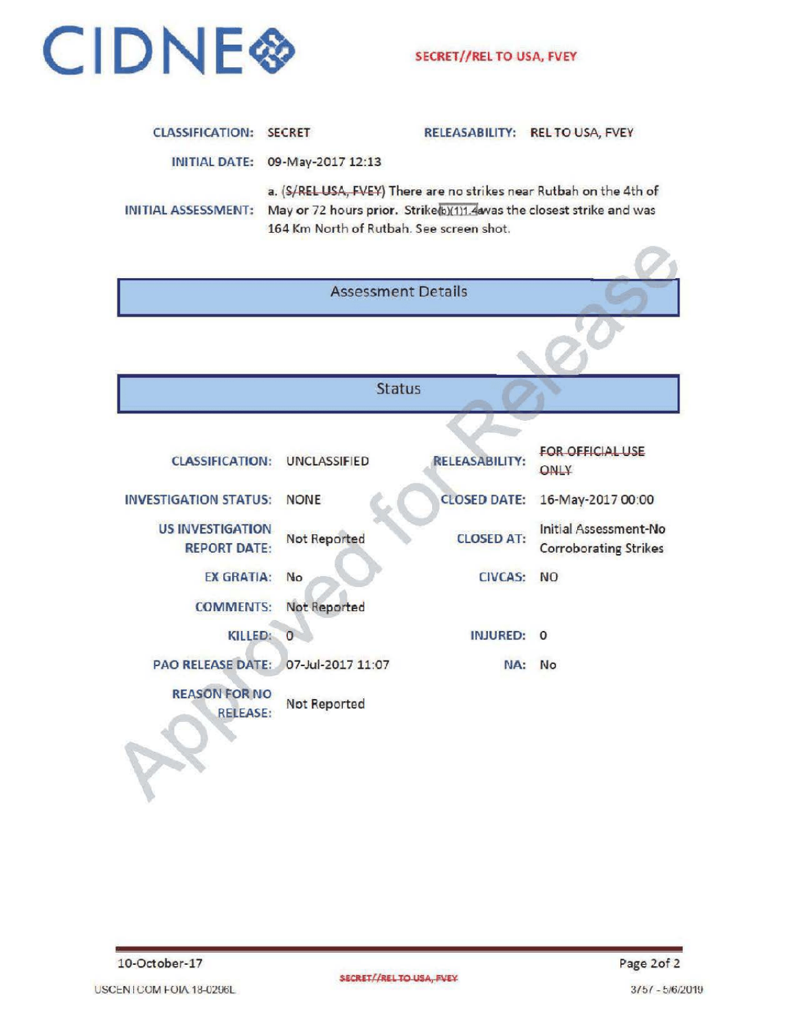CIDNE

SECRET//REL TO USA, FVEY

| | | | |
|---|---|---|---|
| **CLASSIFICATION:** | SECRET | **RELEASABILITY:** | REL TO USA, FVEY |
| **INITIAL DATE:** | 09-May-2017 12:13 | | |
| **INITIAL ASSESSMENT:** | a. (~~S/REL USA, FVEY~~) There are no strikes near Rutbah on the 4th of May or 72 hours prior. Strike (b)(1)1.4a was the closest strike and was 164 Km North of Rutbah. See screen shot. | | |

## Assessment Details

## Status

| | | | |
|---|---|---|---|
| **CLASSIFICATION:** | UNCLASSIFIED | **RELEASABILITY:** | ~~FOR OFFICIAL USE ONLY~~ |
| **INVESTIGATION STATUS:** | NONE | **CLOSED DATE:** | 16-May-2017 00:00 |
| **US INVESTIGATION REPORT DATE:** | Not Reported | **CLOSED AT:** | Initial Assessment-No Corroborating Strikes |
| **EX GRATIA:** | No | **CIVCAS:** | NO |
| **COMMENTS:** | Not Reported | | |
| **KILLED:** | 0 | **INJURED:** | 0 |
| **PAO RELEASE DATE:** | 07-Jul-2017 11:07 | **NA:** | No |
| **REASON FOR NO RELEASE:** | Not Reported | | |

Approved for Release

10-October-17

~~SECRET//REL TO USA, FVEY~~

USCENTCOM FOIA 18-0296L

3757 - 5/6/2019